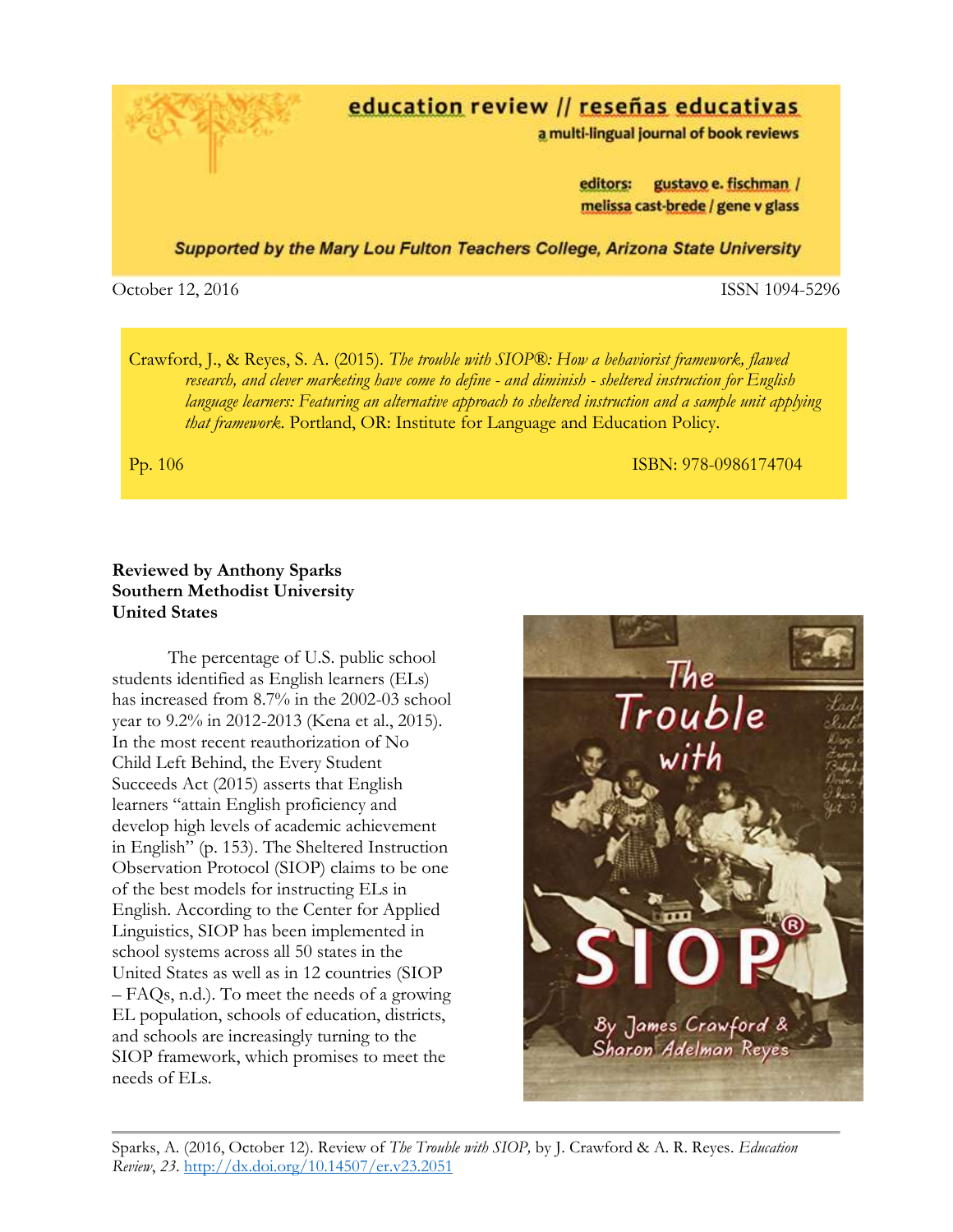# education review // reseñas educativas

a multi-lingual journal of book reviews

editors: gustavo e. fischman / melissa cast-brede / gene v glass

*Supported by the Mary Lou Fulton Teachers College, Arizona State University*

October 12, 2016 ISSN 1094-5296

Crawford, J., & Reyes, S. A. (2015). *The trouble with SIOP®: How a behaviorist framework, flawed research, and clever marketing have come to define - and diminish - sheltered instruction for English language learners: Featuring an alternative approach to sheltered instruction and a sample unit applying that framework*. Portland, OR: Institute for Language and Education Policy.

Pp. 106 ISBN: 978-0986174704

**Reviewed by Anthony Sparks**
**Southern Methodist University**
**United States**

The percentage of U.S. public school students identified as English learners (ELs) has increased from 8.7% in the 2002-03 school year to 9.2% in 2012-2013 (Kena et al., 2015). In the most recent reauthorization of No Child Left Behind, the Every Student Succeeds Act (2015) asserts that English learners "attain English proficiency and develop high levels of academic achievement in English" (p. 153). The Sheltered Instruction Observation Protocol (SIOP) claims to be one of the best models for instructing ELs in English. According to the Center for Applied Linguistics, SIOP has been implemented in school systems across all 50 states in the United States as well as in 12 countries (SIOP – FAQs, n.d.). To meet the needs of a growing EL population, schools of education, districts, and schools are increasingly turning to the SIOP framework, which promises to meet the needs of ELs.

Sparks, A. (2016, October 12). Review of *The Trouble with SIOP,* by J. Crawford & A. R. Reyes. *Education Review*, *23*. http://dx.doi.org/10.14507/er.v23.2051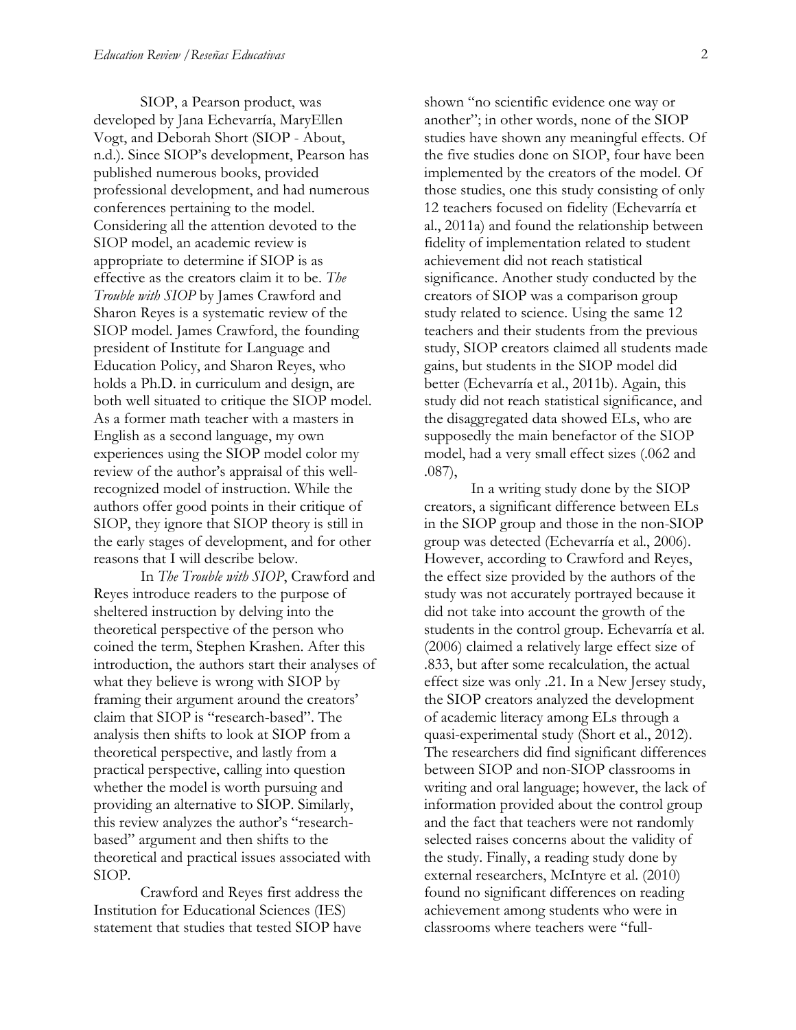SIOP, a Pearson product, was developed by Jana Echevarría, MaryEllen Vogt, and Deborah Short (SIOP - About, n.d.). Since SIOP's development, Pearson has published numerous books, provided professional development, and had numerous conferences pertaining to the model. Considering all the attention devoted to the SIOP model, an academic review is appropriate to determine if SIOP is as effective as the creators claim it to be. *The Trouble with SIOP* by James Crawford and Sharon Reyes is a systematic review of the SIOP model. James Crawford, the founding president of Institute for Language and Education Policy, and Sharon Reyes, who holds a Ph.D. in curriculum and design, are both well situated to critique the SIOP model. As a former math teacher with a masters in English as a second language, my own experiences using the SIOP model color my review of the author's appraisal of this well-recognized model of instruction. While the authors offer good points in their critique of SIOP, they ignore that SIOP theory is still in the early stages of development, and for other reasons that I will describe below.

In *The Trouble with SIOP*, Crawford and Reyes introduce readers to the purpose of sheltered instruction by delving into the theoretical perspective of the person who coined the term, Stephen Krashen. After this introduction, the authors start their analyses of what they believe is wrong with SIOP by framing their argument around the creators' claim that SIOP is "research-based". The analysis then shifts to look at SIOP from a theoretical perspective, and lastly from a practical perspective, calling into question whether the model is worth pursuing and providing an alternative to SIOP. Similarly, this review analyzes the author's "research-based" argument and then shifts to the theoretical and practical issues associated with SIOP.

Crawford and Reyes first address the Institution for Educational Sciences (IES) statement that studies that tested SIOP have shown "no scientific evidence one way or another"; in other words, none of the SIOP studies have shown any meaningful effects. Of the five studies done on SIOP, four have been implemented by the creators of the model. Of those studies, one this study consisting of only 12 teachers focused on fidelity (Echevarría et al., 2011a) and found the relationship between fidelity of implementation related to student achievement did not reach statistical significance. Another study conducted by the creators of SIOP was a comparison group study related to science. Using the same 12 teachers and their students from the previous study, SIOP creators claimed all students made gains, but students in the SIOP model did better (Echevarría et al., 2011b). Again, this study did not reach statistical significance, and the disaggregated data showed ELs, who are supposedly the main benefactor of the SIOP model, had a very small effect sizes (.062 and .087),

In a writing study done by the SIOP creators, a significant difference between ELs in the SIOP group and those in the non-SIOP group was detected (Echevarría et al., 2006). However, according to Crawford and Reyes, the effect size provided by the authors of the study was not accurately portrayed because it did not take into account the growth of the students in the control group. Echevarría et al. (2006) claimed a relatively large effect size of .833, but after some recalculation, the actual effect size was only .21. In a New Jersey study, the SIOP creators analyzed the development of academic literacy among ELs through a quasi-experimental study (Short et al., 2012). The researchers did find significant differences between SIOP and non-SIOP classrooms in writing and oral language; however, the lack of information provided about the control group and the fact that teachers were not randomly selected raises concerns about the validity of the study. Finally, a reading study done by external researchers, McIntyre et al. (2010) found no significant differences on reading achievement among students who were in classrooms where teachers were "full-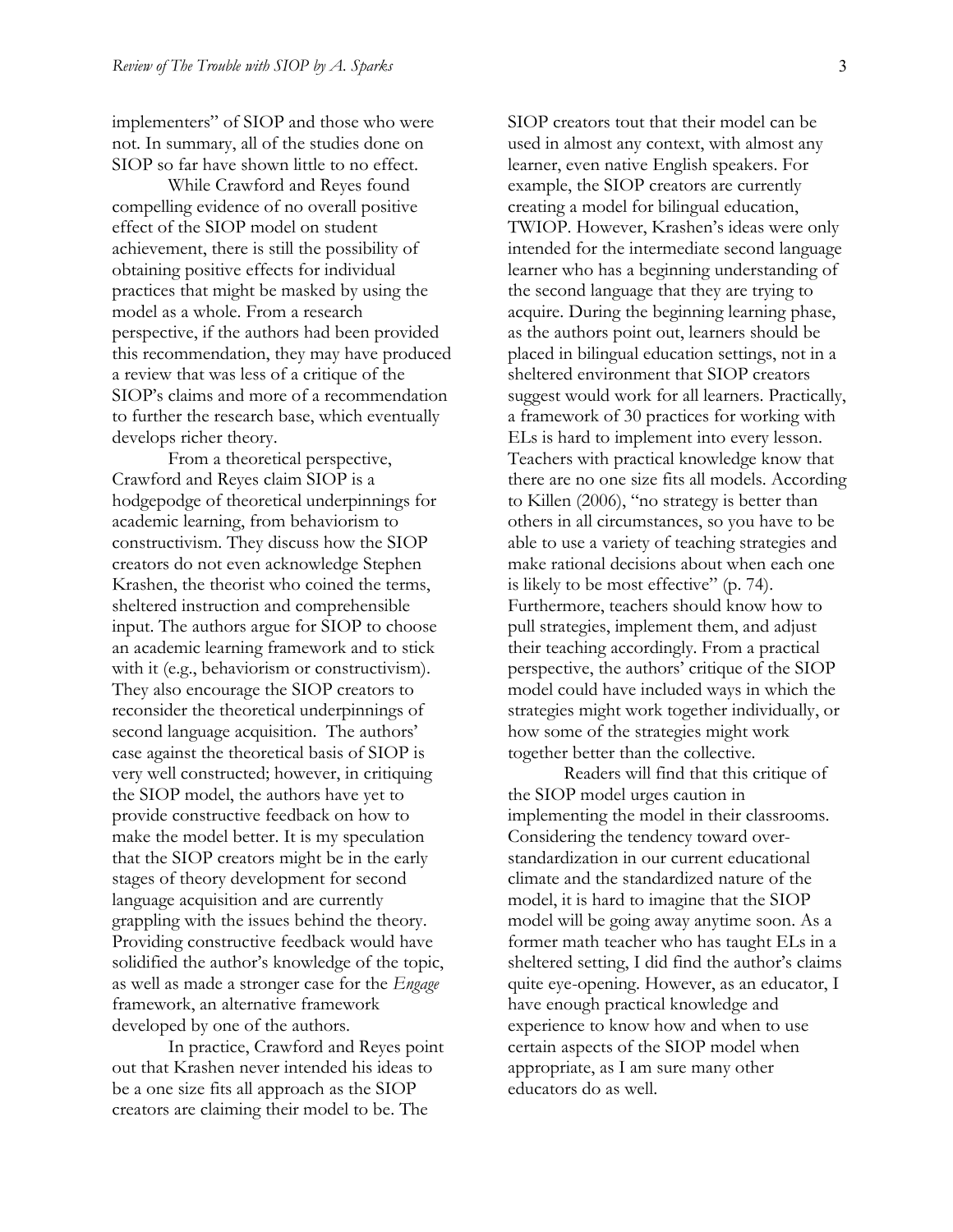implementers" of SIOP and those who were not. In summary, all of the studies done on SIOP so far have shown little to no effect.

While Crawford and Reyes found compelling evidence of no overall positive effect of the SIOP model on student achievement, there is still the possibility of obtaining positive effects for individual practices that might be masked by using the model as a whole. From a research perspective, if the authors had been provided this recommendation, they may have produced a review that was less of a critique of the SIOP's claims and more of a recommendation to further the research base, which eventually develops richer theory.

From a theoretical perspective, Crawford and Reyes claim SIOP is a hodgepodge of theoretical underpinnings for academic learning, from behaviorism to constructivism. They discuss how the SIOP creators do not even acknowledge Stephen Krashen, the theorist who coined the terms, sheltered instruction and comprehensible input. The authors argue for SIOP to choose an academic learning framework and to stick with it (e.g., behaviorism or constructivism). They also encourage the SIOP creators to reconsider the theoretical underpinnings of second language acquisition. The authors' case against the theoretical basis of SIOP is very well constructed; however, in critiquing the SIOP model, the authors have yet to provide constructive feedback on how to make the model better. It is my speculation that the SIOP creators might be in the early stages of theory development for second language acquisition and are currently grappling with the issues behind the theory. Providing constructive feedback would have solidified the author's knowledge of the topic, as well as made a stronger case for the *Engage* framework, an alternative framework developed by one of the authors.

In practice, Crawford and Reyes point out that Krashen never intended his ideas to be a one size fits all approach as the SIOP creators are claiming their model to be. The SIOP creators tout that their model can be used in almost any context, with almost any learner, even native English speakers. For example, the SIOP creators are currently creating a model for bilingual education, TWIOP. However, Krashen's ideas were only intended for the intermediate second language learner who has a beginning understanding of the second language that they are trying to acquire. During the beginning learning phase, as the authors point out, learners should be placed in bilingual education settings, not in a sheltered environment that SIOP creators suggest would work for all learners. Practically, a framework of 30 practices for working with ELs is hard to implement into every lesson. Teachers with practical knowledge know that there are no one size fits all models. According to Killen (2006), "no strategy is better than others in all circumstances, so you have to be able to use a variety of teaching strategies and make rational decisions about when each one is likely to be most effective" (p. 74). Furthermore, teachers should know how to pull strategies, implement them, and adjust their teaching accordingly. From a practical perspective, the authors' critique of the SIOP model could have included ways in which the strategies might work together individually, or how some of the strategies might work together better than the collective.

Readers will find that this critique of the SIOP model urges caution in implementing the model in their classrooms. Considering the tendency toward over-standardization in our current educational climate and the standardized nature of the model, it is hard to imagine that the SIOP model will be going away anytime soon. As a former math teacher who has taught ELs in a sheltered setting, I did find the author's claims quite eye-opening. However, as an educator, I have enough practical knowledge and experience to know how and when to use certain aspects of the SIOP model when appropriate, as I am sure many other educators do as well.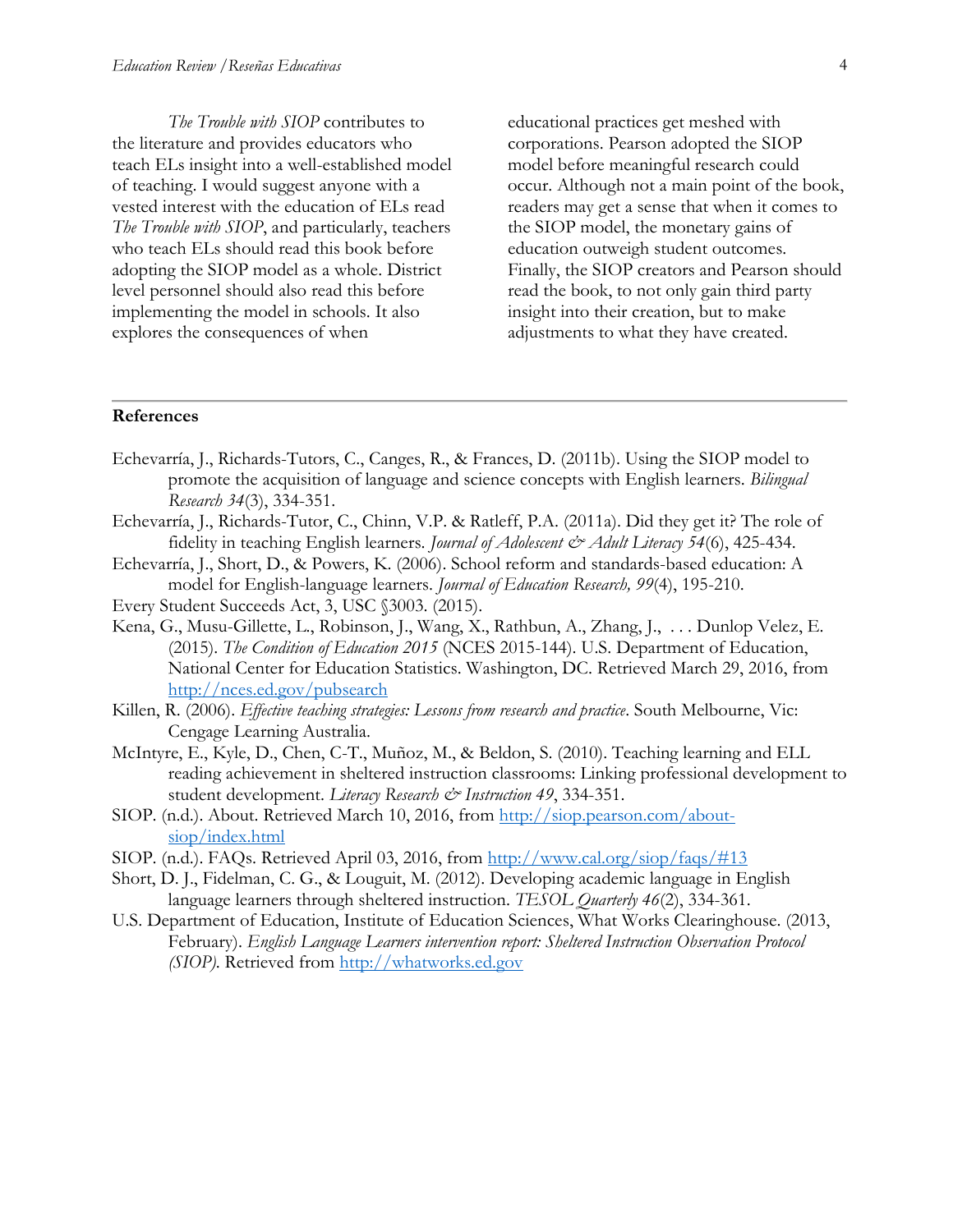*The Trouble with SIOP* contributes to the literature and provides educators who teach ELs insight into a well-established model of teaching. I would suggest anyone with a vested interest with the education of ELs read *The Trouble with SIOP*, and particularly, teachers who teach ELs should read this book before adopting the SIOP model as a whole. District level personnel should also read this before implementing the model in schools. It also explores the consequences of when educational practices get meshed with corporations. Pearson adopted the SIOP model before meaningful research could occur. Although not a main point of the book, readers may get a sense that when it comes to the SIOP model, the monetary gains of education outweigh student outcomes. Finally, the SIOP creators and Pearson should read the book, to not only gain third party insight into their creation, but to make adjustments to what they have created.

---

**References**

Echevarría, J., Richards-Tutors, C., Canges, R., & Frances, D. (2011b). Using the SIOP model to promote the acquisition of language and science concepts with English learners. *Bilingual Research 34*(3), 334-351.

Echevarría, J., Richards-Tutor, C., Chinn, V.P. & Ratleff, P.A. (2011a). Did they get it? The role of fidelity in teaching English learners. *Journal of Adolescent & Adult Literacy 54*(6), 425-434.

Echevarría, J., Short, D., & Powers, K. (2006). School reform and standards-based education: A model for English-language learners. *Journal of Education Research, 99*(4), 195-210.

Every Student Succeeds Act, 3, USC §3003. (2015).

Kena, G., Musu-Gillette, L., Robinson, J., Wang, X., Rathbun, A., Zhang, J., . . . Dunlop Velez, E. (2015). *The Condition of Education 2015* (NCES 2015-144). U.S. Department of Education, National Center for Education Statistics. Washington, DC. Retrieved March 29, 2016, from http://nces.ed.gov/pubsearch

Killen, R. (2006). *Effective teaching strategies: Lessons from research and practice*. South Melbourne, Vic: Cengage Learning Australia.

McIntyre, E., Kyle, D., Chen, C-T., Muñoz, M., & Beldon, S. (2010). Teaching learning and ELL reading achievement in sheltered instruction classrooms: Linking professional development to student development. *Literacy Research & Instruction 49*, 334-351.

SIOP. (n.d.). About. Retrieved March 10, 2016, from http://siop.pearson.com/about-siop/index.html

SIOP. (n.d.). FAQs. Retrieved April 03, 2016, from http://www.cal.org/siop/faqs/#13

Short, D. J., Fidelman, C. G., & Louguit, M. (2012). Developing academic language in English language learners through sheltered instruction. *TESOL Quarterly 46*(2), 334-361.

U.S. Department of Education, Institute of Education Sciences, What Works Clearinghouse. (2013, February). *English Language Learners intervention report: Sheltered Instruction Observation Protocol (SIOP)*. Retrieved from http://whatworks.ed.gov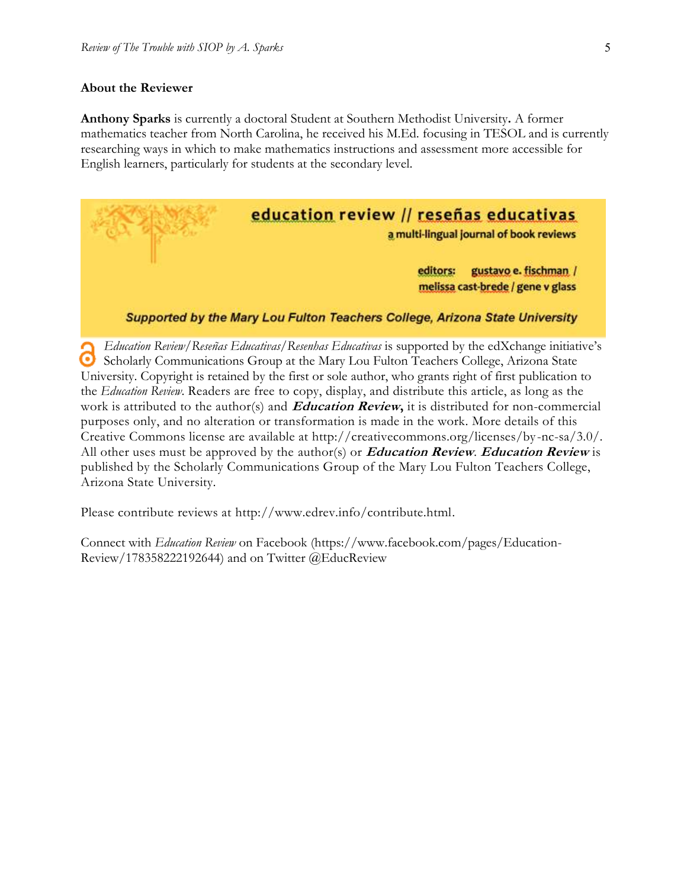## About the Reviewer

**Anthony Sparks** is currently a doctoral Student at Southern Methodist University**.** A former mathematics teacher from North Carolina, he received his M.Ed. focusing in TESOL and is currently researching ways in which to make mathematics instructions and assessment more accessible for English learners, particularly for students at the secondary level.

education review // reseñas educativas
a multi-lingual journal of book reviews

editors: gustavo e. fischman / melissa cast-brede / gene v glass

**Supported by the Mary Lou Fulton Teachers College, Arizona State University**

*Education Review/Reseñas Educativas/Resenhas Educativas* is supported by the edXchange initiative's Scholarly Communications Group at the Mary Lou Fulton Teachers College, Arizona State University. Copyright is retained by the first or sole author, who grants right of first publication to the *Education Review*. Readers are free to copy, display, and distribute this article, as long as the work is attributed to the author(s) and ***Education Review*,** it is distributed for non-commercial purposes only, and no alteration or transformation is made in the work. More details of this Creative Commons license are available at http://creativecommons.org/licenses/by-nc-sa/3.0/. All other uses must be approved by the author(s) or ***Education Review***. ***Education Review*** is published by the Scholarly Communications Group of the Mary Lou Fulton Teachers College, Arizona State University.

Please contribute reviews at http://www.edrev.info/contribute.html.

Connect with *Education Review* on Facebook (https://www.facebook.com/pages/Education-Review/178358222192644) and on Twitter @EducReview